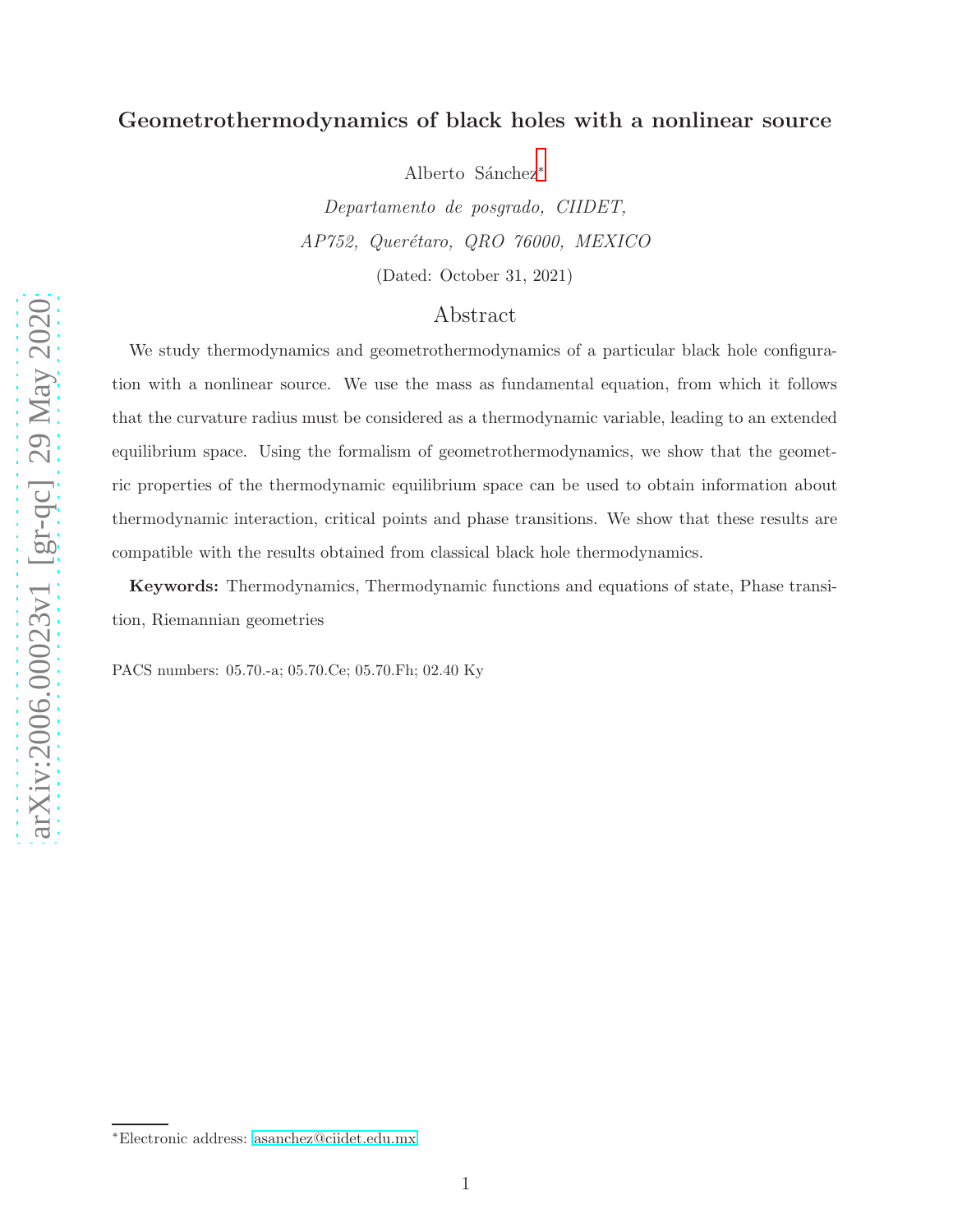# Geometrothermodynamics of black holes with a nonlinear source

Alberto Sánchez*

*Departamento de posgrado, CIIDET,*

*AP752, Querétaro, QRO 76000, MEXICO*

(Dated: October 31, 2021)

## Abstract

We study thermodynamics and geometrothermodynamics of a particular black hole configuration with a nonlinear source. We use the mass as fundamental equation, from which it follows that the curvature radius must be considered as a thermodynamic variable, leading to an extended equilibrium space. Using the formalism of geometrothermodynamics, we show that the geometric properties of the thermodynamic equilibrium space can be used to obtain information about thermodynamic interaction, critical points and phase transitions. We show that these results are compatible with the results obtained from classical black hole thermodynamics.

**Keywords:** Thermodynamics, Thermodynamic functions and equations of state, Phase transition, Riemannian geometries

PACS numbers: 05.70.-a; 05.70.Ce; 05.70.Fh; 02.40 Ky

*Electronic address: asanchez@ciidet.edu.mx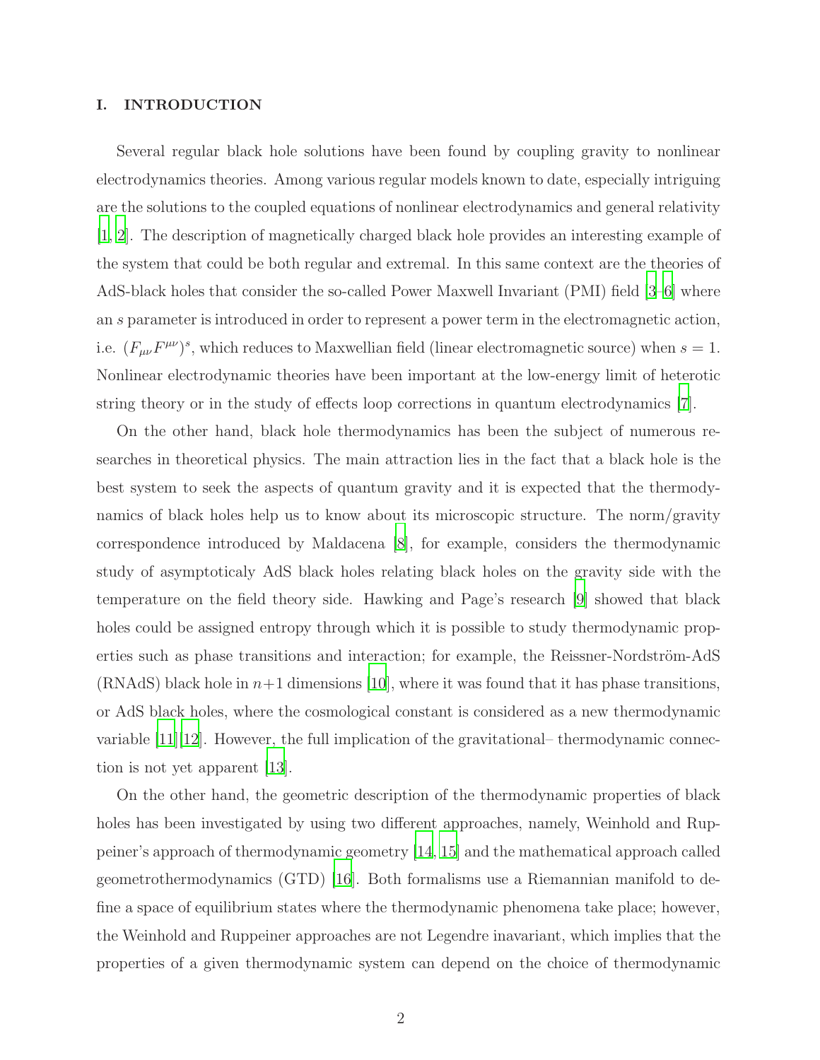## I. INTRODUCTION

Several regular black hole solutions have been found by coupling gravity to nonlinear electrodynamics theories. Among various regular models known to date, especially intriguing are the solutions to the coupled equations of nonlinear electrodynamics and general relativity [1, 2]. The description of magnetically charged black hole provides an interesting example of the system that could be both regular and extremal. In this same context are the theories of AdS-black holes that consider the so-called Power Maxwell Invariant (PMI) field [3–6] where an $s$ parameter is introduced in order to represent a power term in the electromagnetic action, i.e. $(F_{\mu\nu}F^{\mu\nu})^s$, which reduces to Maxwellian field (linear electromagnetic source) when $s = 1$. Nonlinear electrodynamic theories have been important at the low-energy limit of heterotic string theory or in the study of effects loop corrections in quantum electrodynamics [7].

On the other hand, black hole thermodynamics has been the subject of numerous researches in theoretical physics. The main attraction lies in the fact that a black hole is the best system to seek the aspects of quantum gravity and it is expected that the thermodynamics of black holes help us to know about its microscopic structure. The norm/gravity correspondence introduced by Maldacena [8], for example, considers the thermodynamic study of asymptoticaly AdS black holes relating black holes on the gravity side with the temperature on the field theory side. Hawking and Page's research [9] showed that black holes could be assigned entropy through which it is possible to study thermodynamic properties such as phase transitions and interaction; for example, the Reissner-Nordström-AdS (RNAdS) black hole in $n+1$ dimensions [10], where it was found that it has phase transitions, or AdS black holes, where the cosmological constant is considered as a new thermodynamic variable [11][12]. However, the full implication of the gravitational– thermodynamic connection is not yet apparent [13].

On the other hand, the geometric description of the thermodynamic properties of black holes has been investigated by using two different approaches, namely, Weinhold and Ruppeiner's approach of thermodynamic geometry [14, 15] and the mathematical approach called geometrothermodynamics (GTD) [16]. Both formalisms use a Riemannian manifold to define a space of equilibrium states where the thermodynamic phenomena take place; however, the Weinhold and Ruppeiner approaches are not Legendre inavariant, which implies that the properties of a given thermodynamic system can depend on the choice of thermodynamic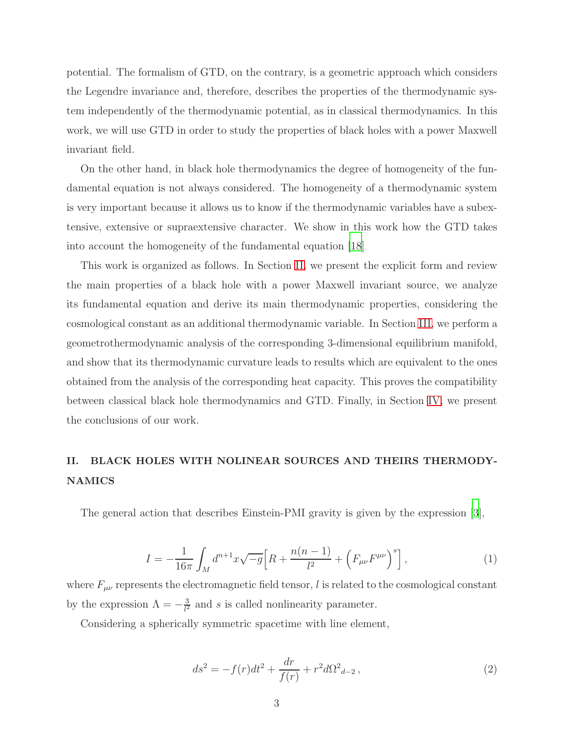potential. The formalism of GTD, on the contrary, is a geometric approach which considers the Legendre invariance and, therefore, describes the properties of the thermodynamic system independently of the thermodynamic potential, as in classical thermodynamics. In this work, we will use GTD in order to study the properties of black holes with a power Maxwell invariant field.

On the other hand, in black hole thermodynamics the degree of homogeneity of the fundamental equation is not always considered. The homogeneity of a thermodynamic system is very important because it allows us to know if the thermodynamic variables have a subextensive, extensive or supraextensive character. We show in this work how the GTD takes into account the homogeneity of the fundamental equation [18]

This work is organized as follows. In Section II, we present the explicit form and review the main properties of a black hole with a power Maxwell invariant source, we analyze its fundamental equation and derive its main thermodynamic properties, considering the cosmological constant as an additional thermodynamic variable. In Section III, we perform a geometrothermodynamic analysis of the corresponding 3-dimensional equilibrium manifold, and show that its thermodynamic curvature leads to results which are equivalent to the ones obtained from the analysis of the corresponding heat capacity. This proves the compatibility between classical black hole thermodynamics and GTD. Finally, in Section IV, we present the conclusions of our work.

## II. BLACK HOLES WITH NOLINEAR SOURCES AND THEIRS THERMODYNAMICS

The general action that describes Einstein-PMI gravity is given by the expression [3],

$$I = -\frac{1}{16\pi}\int_M d^{n+1}x\sqrt{-g}\Big[R + \frac{n(n-1)}{l^2} + \Big(F_{\mu\nu}F^{\mu\nu}\Big)^s\Big]\,, \tag{1}$$

where $F_{\mu\nu}$ represents the electromagnetic field tensor, $l$ is related to the cosmological constant by the expression $\Lambda = -\frac{3}{l^2}$ and $s$ is called nonlinearity parameter.

Considering a spherically symmetric spacetime with line element,

$$ds^2 = -f(r)dt^2 + \frac{dr}{f(r)} + r^2 d\Omega^2{}_{d-2}\,, \tag{2}$$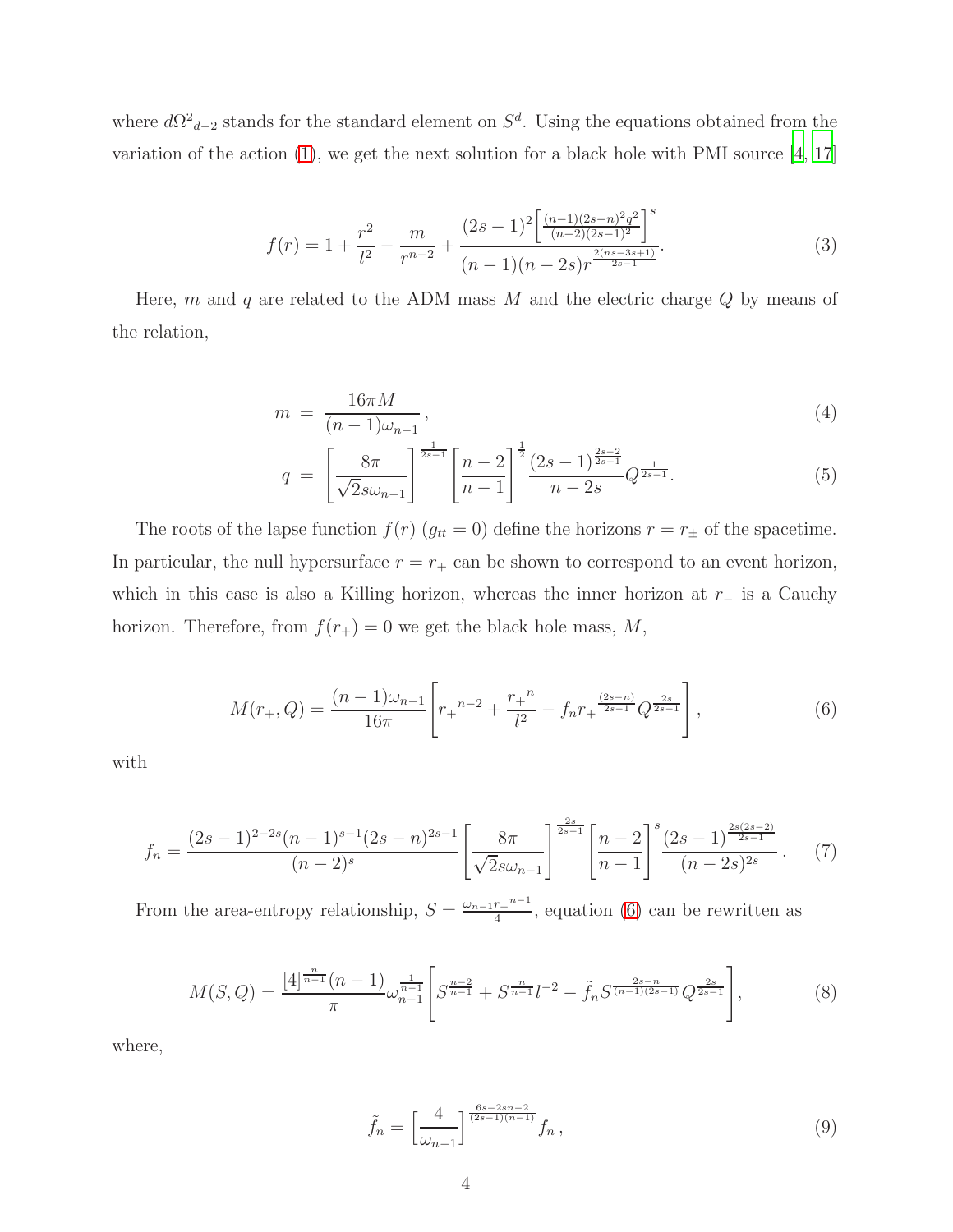where $d\Omega^2{}_{d-2}$ stands for the standard element on $S^d$. Using the equations obtained from the variation of the action (1), we get the next solution for a black hole with PMI source [4, 17]

$$f(r) = 1 + \frac{r^2}{l^2} - \frac{m}{r^{n-2}} + \frac{(2s-1)^2 \left[\frac{(n-1)(2s-n)^2 q^2}{(n-2)(2s-1)^2}\right]^s}{(n-1)(n-2s) r^{\frac{2(ns-3s+1)}{2s-1}}}. \tag{3}$$

Here, $m$ and $q$ are related to the ADM mass $M$ and the electric charge $Q$ by means of the relation,

$$m = \frac{16\pi M}{(n-1)\omega_{n-1}}, \tag{4}$$

$$q = \left[\frac{8\pi}{\sqrt{2}s\omega_{n-1}}\right]^{\frac{1}{2s-1}} \left[\frac{n-2}{n-1}\right]^{\frac{1}{2}} \frac{(2s-1)^{\frac{2s-2}{2s-1}}}{n-2s} Q^{\frac{1}{2s-1}}. \tag{5}$$

The roots of the lapse function $f(r)$ ($g_{tt} = 0$) define the horizons $r = r_\pm$ of the spacetime. In particular, the null hypersurface $r = r_+$ can be shown to correspond to an event horizon, which in this case is also a Killing horizon, whereas the inner horizon at $r_-$ is a Cauchy horizon. Therefore, from $f(r_+) = 0$ we get the black hole mass, $M$,

$$M(r_+, Q) = \frac{(n-1)\omega_{n-1}}{16\pi} \left[ {r_+}^{n-2} + \frac{{r_+}^n}{l^2} - f_n {r_+}^{\frac{(2s-n)}{2s-1}} Q^{\frac{2s}{2s-1}} \right], \tag{6}$$

with

$$f_n = \frac{(2s-1)^{2-2s}(n-1)^{s-1}(2s-n)^{2s-1}}{(n-2)^s} \left[\frac{8\pi}{\sqrt{2}s\omega_{n-1}}\right]^{\frac{2s}{2s-1}} \left[\frac{n-2}{n-1}\right]^s \frac{(2s-1)^{\frac{2s(2s-2)}{2s-1}}}{(n-2s)^{2s}}. \tag{7}$$

From the area-entropy relationship, $S = \frac{\omega_{n-1} {r_+}^{n-1}}{4}$, equation (6) can be rewritten as

$$M(S, Q) = \frac{[4]^{\frac{n}{n-1}}(n-1)}{\pi} \omega_{n-1}^{\frac{1}{n-1}} \left[ S^{\frac{n-2}{n-1}} + S^{\frac{n}{n-1}} l^{-2} - \tilde{f}_n S^{\frac{2s-n}{(n-1)(2s-1)}} Q^{\frac{2s}{2s-1}} \right], \tag{8}$$

where,

$$\tilde{f}_n = \left[\frac{4}{\omega_{n-1}}\right]^{\frac{6s-2sn-2}{(2s-1)(n-1)}} f_n, \tag{9}$$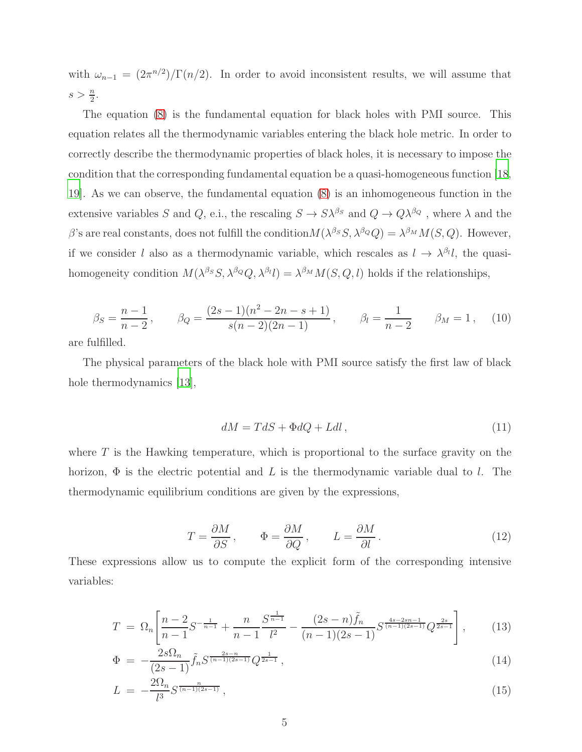with $\omega_{n-1} = (2\pi^{n/2})/\Gamma(n/2)$. In order to avoid inconsistent results, we will assume that $s > \frac{n}{2}$.

The equation (8) is the fundamental equation for black holes with PMI source. This equation relates all the thermodynamic variables entering the black hole metric. In order to correctly describe the thermodynamic properties of black holes, it is necessary to impose the condition that the corresponding fundamental equation be a quasi-homogeneous function [18, 19]. As we can observe, the fundamental equation (8) is an inhomogeneous function in the extensive variables $S$ and $Q$, e.i., the rescaling $S \to S\lambda^{\beta_S}$ and $Q \to Q\lambda^{\beta_Q}$ , where $\lambda$ and the $\beta$'s are real constants, does not fulfill the condition$M(\lambda^{\beta_S} S, \lambda^{\beta_Q} Q) = \lambda^{\beta_M} M(S, Q)$. However, if we consider $l$ also as a thermodynamic variable, which rescales as $l \to \lambda^{\beta_l} l$, the quasi-homogeneity condition $M(\lambda^{\beta_S} S, \lambda^{\beta_Q} Q, \lambda^{\beta_l} l) = \lambda^{\beta_M} M(S, Q, l)$ holds if the relationships,

$$\beta_S = \frac{n-1}{n-2}\,, \qquad \beta_Q = \frac{(2s-1)(n^2-2n-s+1)}{s(n-2)(2n-1)}\,, \qquad \beta_l = \frac{1}{n-2} \qquad \beta_M = 1\,, \tag{10}$$

are fulfilled.

The physical parameters of the black hole with PMI source satisfy the first law of black hole thermodynamics [13],

$$dM = TdS + \Phi dQ + Ldl\,, \tag{11}$$

where $T$ is the Hawking temperature, which is proportional to the surface gravity on the horizon, $\Phi$ is the electric potential and $L$ is the thermodynamic variable dual to $l$. The thermodynamic equilibrium conditions are given by the expressions,

$$T = \frac{\partial M}{\partial S}\,, \qquad \Phi = \frac{\partial M}{\partial Q}\,, \qquad L = \frac{\partial M}{\partial l}\,. \tag{12}$$

These expressions allow us to compute the explicit form of the corresponding intensive variables:

$$T = \Omega_n \left[ \frac{n-2}{n-1} S^{-\frac{1}{n-1}} + \frac{n}{n-1} \frac{S^{\frac{1}{n-1}}}{l^2} - \frac{(2s-n)\tilde{f}_n}{(n-1)(2s-1)} S^{\frac{4s-2sn-1}{(n-1)(2s-1)}} Q^{\frac{2s}{2s-1}} \right], \tag{13}$$

$$\Phi = -\frac{2s\Omega_n}{(2s-1)} \tilde{f}_n S^{\frac{2s-n}{(n-1)(2s-1)}} Q^{\frac{1}{2s-1}}\,, \tag{14}$$

$$L = -\frac{2\Omega_n}{l^3} S^{\frac{n}{(n-1)(2s-1)}}\,, \tag{15}$$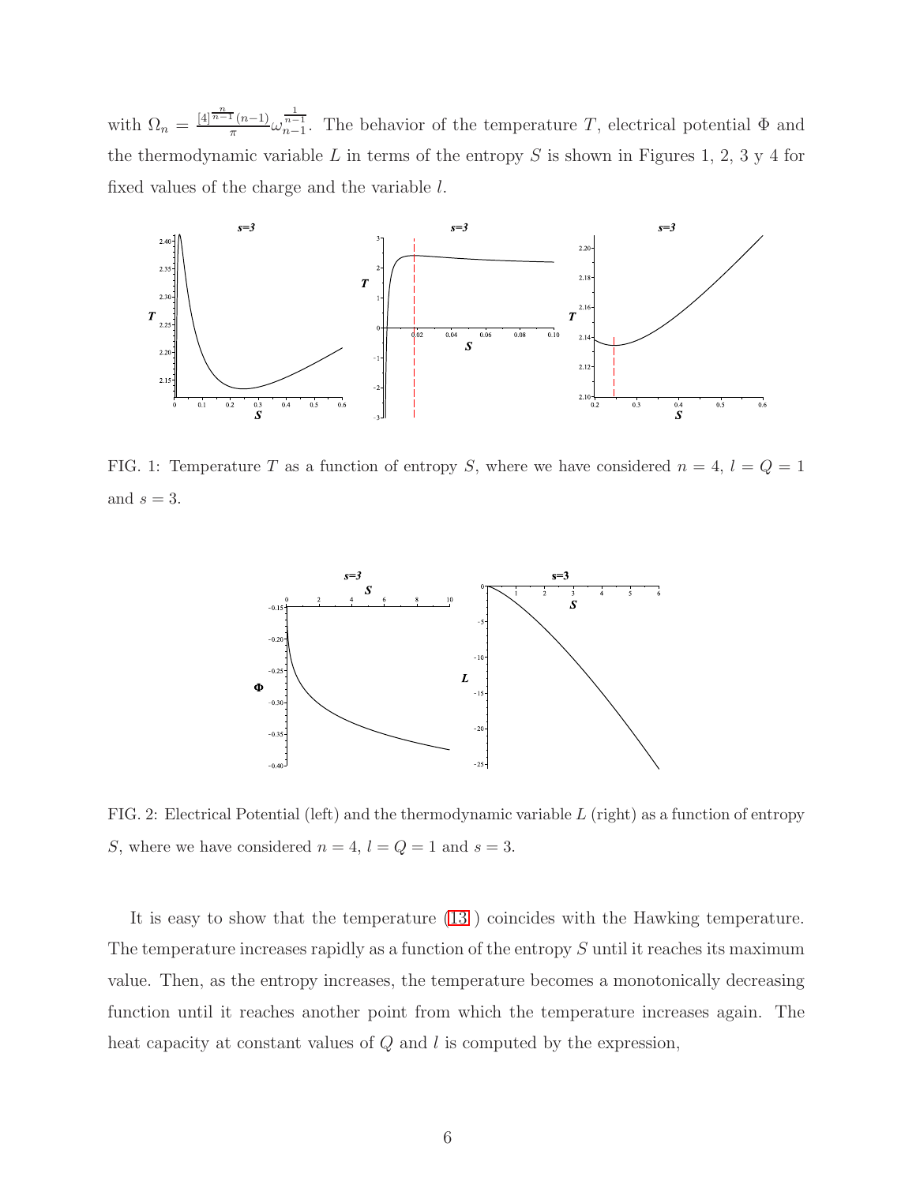with $\Omega_n = \frac{[4]^{\frac{n}{n-1}}(n-1)}{\pi}\omega_{n-1}^{\frac{1}{n-1}}$. The behavior of the temperature $T$, electrical potential $\Phi$ and the thermodynamic variable $L$ in terms of the entropy $S$ is shown in Figures 1, 2, 3 y 4 for fixed values of the charge and the variable $l$.

FIG. 1: Temperature $T$ as a function of entropy $S$, where we have considered $n = 4$, $l = Q = 1$ and $s = 3$.

FIG. 2: Electrical Potential (left) and the thermodynamic variable $L$ (right) as a function of entropy $S$, where we have considered $n = 4$, $l = Q = 1$ and $s = 3$.

It is easy to show that the temperature (13 ) coincides with the Hawking temperature. The temperature increases rapidly as a function of the entropy $S$ until it reaches its maximum value. Then, as the entropy increases, the temperature becomes a monotonically decreasing function until it reaches another point from which the temperature increases again. The heat capacity at constant values of $Q$ and $l$ is computed by the expression,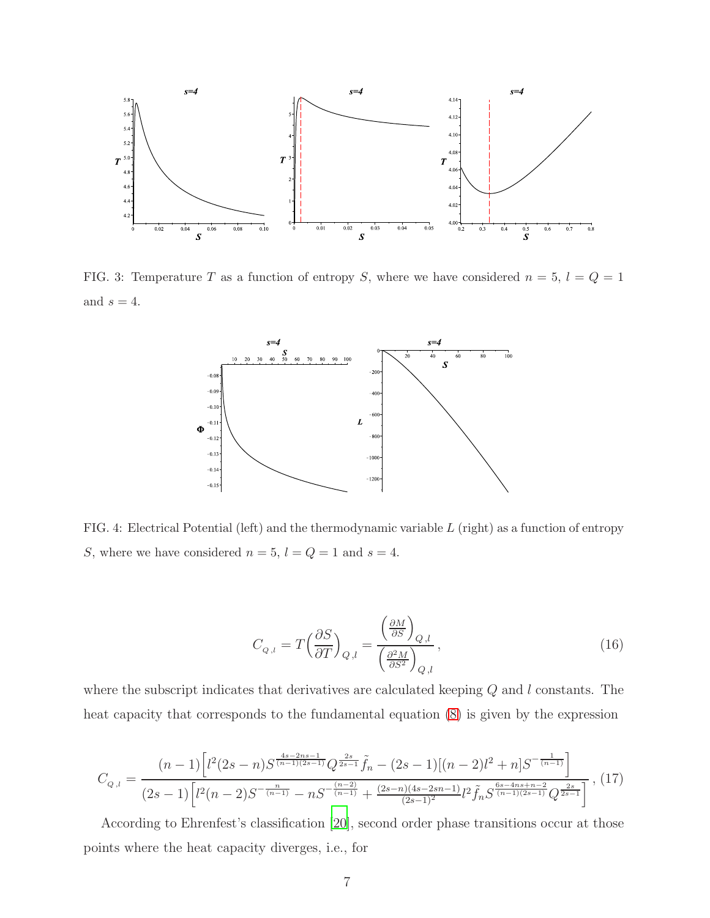FIG. 3: Temperature $T$ as a function of entropy $S$, where we have considered $n = 5$, $l = Q = 1$ and $s = 4$.

FIG. 4: Electrical Potential (left) and the thermodynamic variable $L$ (right) as a function of entropy $S$, where we have considered $n = 5$, $l = Q = 1$ and $s = 4$.

$$C_{Q,l} = T\Big(\frac{\partial S}{\partial T}\Big)_{Q,l} = \frac{\Big(\frac{\partial M}{\partial S}\Big)_{Q,l}}{\Big(\frac{\partial^2 M}{\partial S^2}\Big)_{Q,l}}\,, \tag{16}$$

where the subscript indicates that derivatives are calculated keeping $Q$ and $l$ constants. The heat capacity that corresponds to the fundamental equation (8) is given by the expression

$$C_{Q,l} = \frac{(n-1)\Big[l^2(2s-n)S^{\frac{4s-2ns-1}{(n-1)(2s-1)}}Q^{\frac{2s}{2s-1}}\tilde{f}_n - (2s-1)[(n-2)l^2+n]S^{-\frac{1}{(n-1)}}\Big]}{(2s-1)\Big[l^2(n-2)S^{-\frac{n}{(n-1)}} - nS^{-\frac{(n-2)}{(n-1)}} + \frac{(2s-n)(4s-2sn-1)}{(2s-1)^2}l^2\tilde{f}_n S^{\frac{6s-4ns+n-2}{(n-1)(2s-1)}}Q^{\frac{2s}{2s-1}}\Big]}\,, \tag{17}$$

According to Ehrenfest's classification [20], second order phase transitions occur at those points where the heat capacity diverges, i.e., for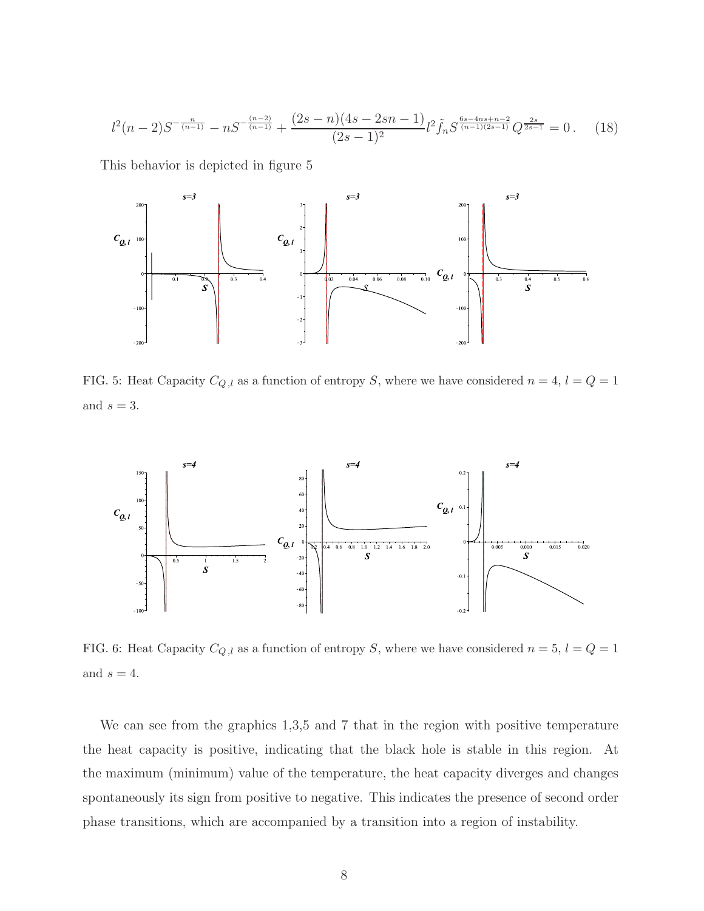$$l^2(n-2)S^{-\frac{n}{(n-1)}} - nS^{-\frac{(n-2)}{(n-1)}} + \frac{(2s-n)(4s-2sn-1)}{(2s-1)^2} l^2 \tilde{f}_n S^{\frac{6s-4ns+n-2}{(n-1)(2s-1)}} Q^{\frac{2s}{2s-1}} = 0\,. \qquad (18)$$

This behavior is depicted in figure 5

FIG. 5: Heat Capacity $C_{Q,l}$ as a function of entropy $S$, where we have considered $n = 4$, $l = Q = 1$ and $s = 3$.

FIG. 6: Heat Capacity $C_{Q,l}$ as a function of entropy $S$, where we have considered $n = 5$, $l = Q = 1$ and $s = 4$.

We can see from the graphics 1,3,5 and 7 that in the region with positive temperature the heat capacity is positive, indicating that the black hole is stable in this region. At the maximum (minimum) value of the temperature, the heat capacity diverges and changes spontaneously its sign from positive to negative. This indicates the presence of second order phase transitions, which are accompanied by a transition into a region of instability.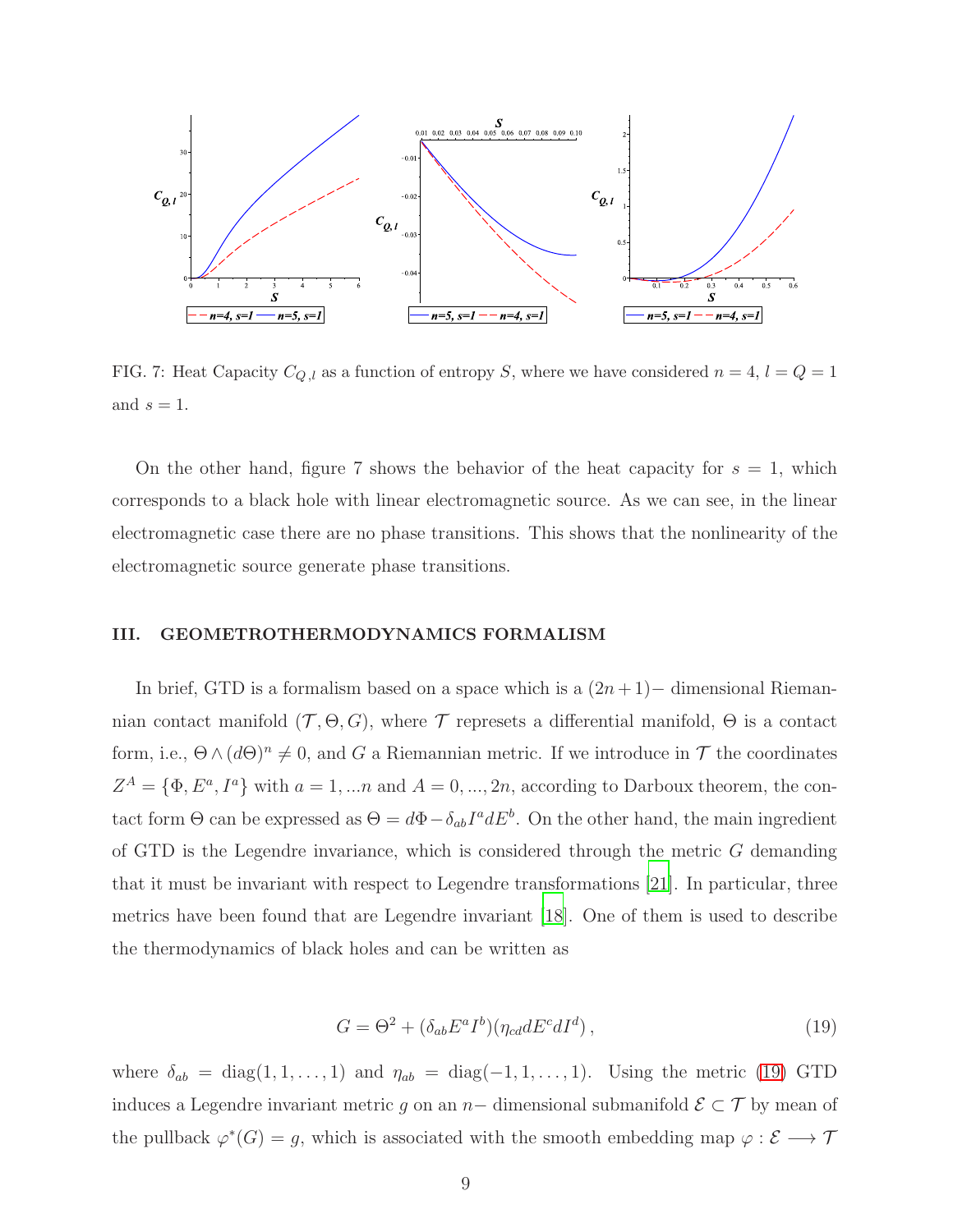FIG. 7: Heat Capacity $C_{Q,l}$ as a function of entropy $S$, where we have considered $n = 4$, $l = Q = 1$ and $s = 1$.

On the other hand, figure 7 shows the behavior of the heat capacity for $s = 1$, which corresponds to a black hole with linear electromagnetic source. As we can see, in the linear electromagnetic case there are no phase transitions. This shows that the nonlinearity of the electromagnetic source generate phase transitions.

## III. GEOMETROTHERMODYNAMICS FORMALISM

In brief, GTD is a formalism based on a space which is a $(2n+1)-$ dimensional Riemannian contact manifold $(\mathcal{T}, \Theta, G)$, where $\mathcal{T}$ represets a differential manifold, $\Theta$ is a contact form, i.e., $\Theta \wedge (d\Theta)^n \neq 0$, and $G$ a Riemannian metric. If we introduce in $\mathcal{T}$ the coordinates $Z^A = \{\Phi, E^a, I^a\}$ with $a = 1, ...n$ and $A = 0, ..., 2n$, according to Darboux theorem, the contact form $\Theta$ can be expressed as $\Theta = d\Phi - \delta_{ab} I^a dE^b$. On the other hand, the main ingredient of GTD is the Legendre invariance, which is considered through the metric $G$ demanding that it must be invariant with respect to Legendre transformations [21]. In particular, three metrics have been found that are Legendre invariant [18]. One of them is used to describe the thermodynamics of black holes and can be written as

$$G = \Theta^2 + (\delta_{ab} E^a I^b)(\eta_{cd} dE^c dI^d)\,, \tag{19}$$

where $\delta_{ab} = \text{diag}(1, 1, \ldots, 1)$ and $\eta_{ab} = \text{diag}(-1, 1, \ldots, 1)$. Using the metric (19) GTD induces a Legendre invariant metric $g$ on an $n-$ dimensional submanifold $\mathcal{E} \subset \mathcal{T}$ by mean of the pullback $\varphi^*(G) = g$, which is associated with the smooth embedding map $\varphi : \mathcal{E} \longrightarrow \mathcal{T}$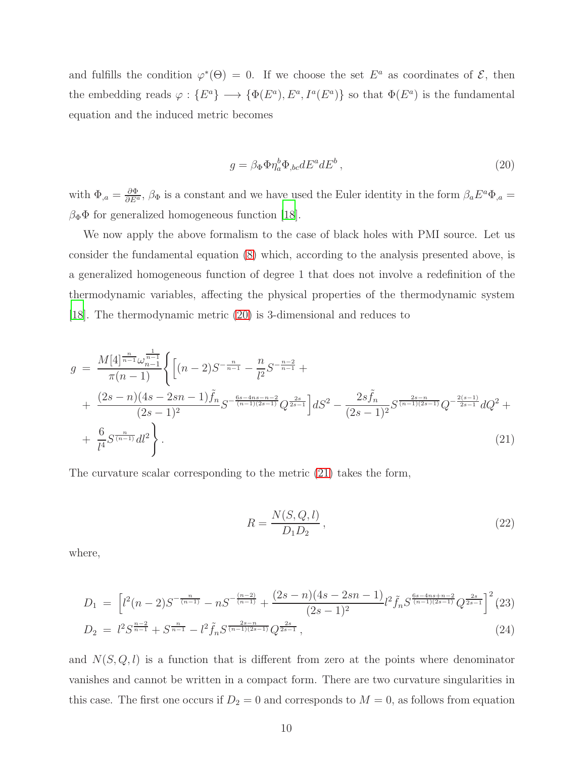and fulfills the condition $\varphi^*(\Theta) = 0$. If we choose the set $E^a$ as coordinates of $\mathcal{E}$, then the embedding reads $\varphi : \{E^a\} \longrightarrow \{\Phi(E^a), E^a, I^a(E^a)\}$ so that $\Phi(E^a)$ is the fundamental equation and the induced metric becomes

$$g = \beta_\Phi \Phi \eta_a^b \Phi_{,bc} dE^a dE^b \,, \tag{20}$$

with $\Phi_{,a} = \frac{\partial \Phi}{\partial E^a}$, $\beta_\Phi$ is a constant and we have used the Euler identity in the form $\beta_a E^a \Phi_{,a} = \beta_\Phi \Phi$ for generalized homogeneous function [18].

We now apply the above formalism to the case of black holes with PMI source. Let us consider the fundamental equation (8) which, according to the analysis presented above, is a generalized homogeneous function of degree 1 that does not involve a redefinition of the thermodynamic variables, affecting the physical properties of the thermodynamic system [18]. The thermodynamic metric (20) is 3-dimensional and reduces to

$$\begin{aligned} g \;=\; & \frac{M[4]^{\frac{n}{n-1}} \omega_{n-1}^{\frac{1}{n-1}}}{\pi(n-1)} \Bigg\{ \Bigg[ (n-2) S^{-\frac{n}{n-1}} - \frac{n}{l^2} S^{-\frac{n-2}{n-1}} + \\ & + \frac{(2s-n)(4s-2sn-1)\tilde{f}_n}{(2s-1)^2} S^{-\frac{6s-4ns-n-2}{(n-1)(2s-1)}} Q^{\frac{2s}{2s-1}} \Bigg] dS^2 - \frac{2s\tilde{f}_n}{(2s-1)^2} S^{\frac{2s-n}{(n-1)(2s-1)}} Q^{-\frac{2(s-1)}{2s-1}} dQ^2 + \\ & + \frac{6}{l^4} S^{\frac{n}{(n-1)}} dl^2 \Bigg\} . \end{aligned} \tag{21}$$

The curvature scalar corresponding to the metric (21) takes the form,

$$R = \frac{N(S,Q,l)}{D_1 D_2} \,, \tag{22}$$

where,

$$D_1 \;=\; \left[ l^2 (n-2) S^{-\frac{n}{(n-1)}} - n S^{-\frac{(n-2)}{(n-1)}} + \frac{(2s-n)(4s-2sn-1)}{(2s-1)^2} l^2 \tilde{f}_n S^{\frac{6s-4ns+n-2}{(n-1)(2s-1)}} Q^{\frac{2s}{2s-1}} \right]^2 \tag{23}$$

$$D_2 \;=\; l^2 S^{\frac{n-2}{n-1}} + S^{\frac{n}{n-1}} - l^2 \tilde{f}_n S^{\frac{2s-n}{(n-1)(2s-1)}} Q^{\frac{2s}{2s-1}} \,, \tag{24}$$

and $N(S,Q,l)$ is a function that is different from zero at the points where denominator vanishes and cannot be written in a compact form. There are two curvature singularities in this case. The first one occurs if $D_2 = 0$ and corresponds to $M = 0$, as follows from equation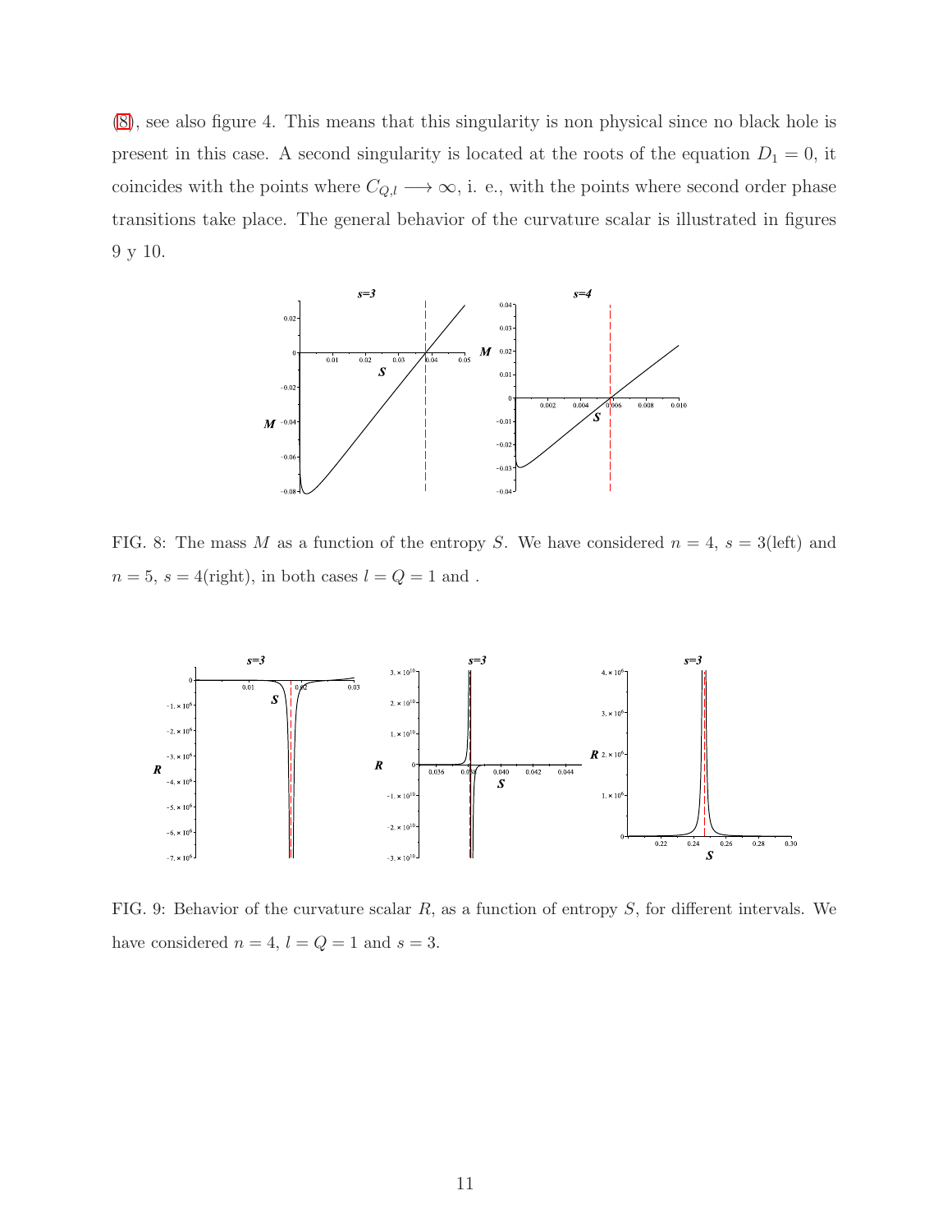(8), see also figure 4. This means that this singularity is non physical since no black hole is present in this case. A second singularity is located at the roots of the equation $D_1 = 0$, it coincides with the points where $C_{Q,l} \longrightarrow \infty$, i. e., with the points where second order phase transitions take place. The general behavior of the curvature scalar is illustrated in figures 9 y 10.

FIG. 8: The mass $M$ as a function of the entropy $S$. We have considered $n = 4$, $s = 3$(left) and $n = 5$, $s = 4$(right), in both cases $l = Q = 1$ and .

FIG. 9: Behavior of the curvature scalar $R$, as a function of entropy $S$, for different intervals. We have considered $n = 4$, $l = Q = 1$ and $s = 3$.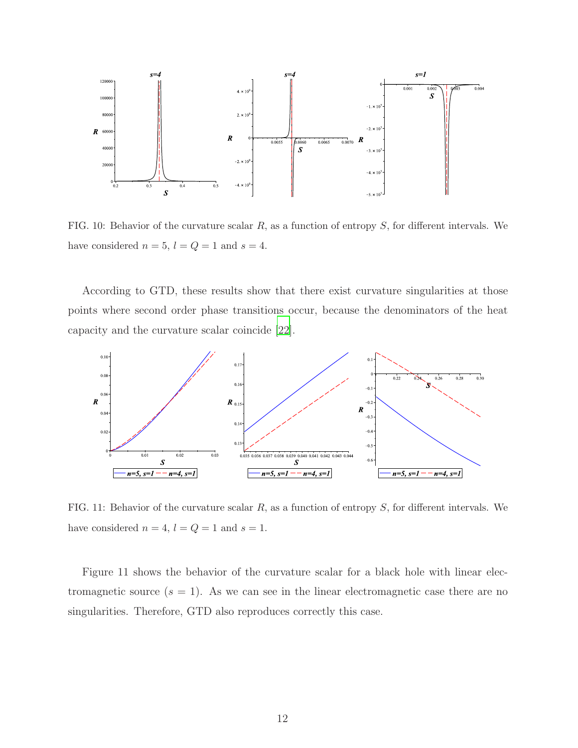FIG. 10: Behavior of the curvature scalar $R$, as a function of entropy $S$, for different intervals. We have considered $n = 5$, $l = Q = 1$ and $s = 4$.

According to GTD, these results show that there exist curvature singularities at those points where second order phase transitions occur, because the denominators of the heat capacity and the curvature scalar coincide [22].

FIG. 11: Behavior of the curvature scalar $R$, as a function of entropy $S$, for different intervals. We have considered $n = 4$, $l = Q = 1$ and $s = 1$.

Figure 11 shows the behavior of the curvature scalar for a black hole with linear electromagnetic source ($s = 1$). As we can see in the linear electromagnetic case there are no singularities. Therefore, GTD also reproduces correctly this case.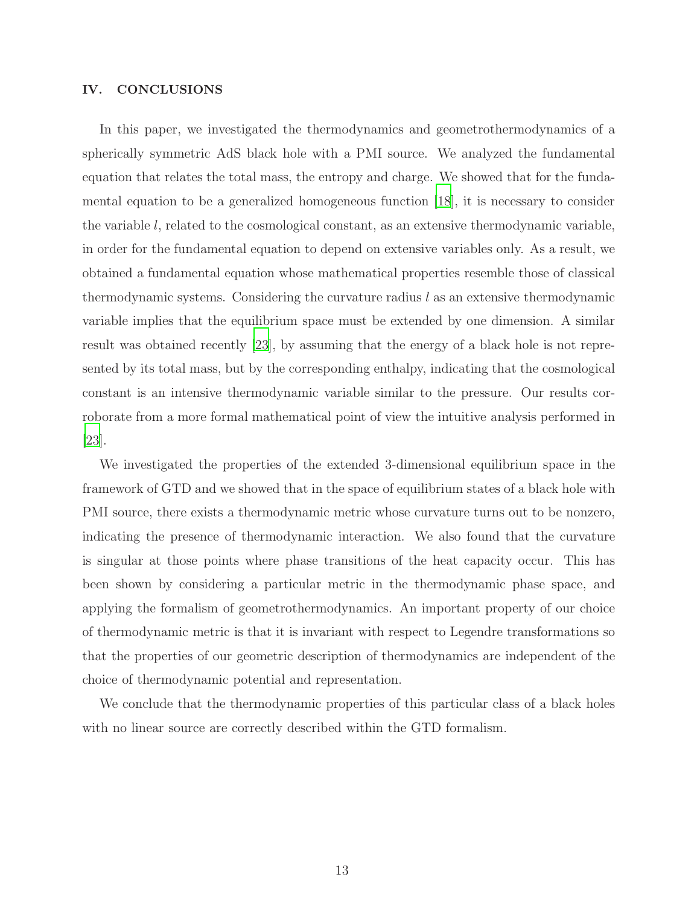## IV. CONCLUSIONS

In this paper, we investigated the thermodynamics and geometrothermodynamics of a spherically symmetric AdS black hole with a PMI source. We analyzed the fundamental equation that relates the total mass, the entropy and charge. We showed that for the fundamental equation to be a generalized homogeneous function [18], it is necessary to consider the variable $l$, related to the cosmological constant, as an extensive thermodynamic variable, in order for the fundamental equation to depend on extensive variables only. As a result, we obtained a fundamental equation whose mathematical properties resemble those of classical thermodynamic systems. Considering the curvature radius $l$ as an extensive thermodynamic variable implies that the equilibrium space must be extended by one dimension. A similar result was obtained recently [23], by assuming that the energy of a black hole is not represented by its total mass, but by the corresponding enthalpy, indicating that the cosmological constant is an intensive thermodynamic variable similar to the pressure. Our results corroborate from a more formal mathematical point of view the intuitive analysis performed in [23].

We investigated the properties of the extended 3-dimensional equilibrium space in the framework of GTD and we showed that in the space of equilibrium states of a black hole with PMI source, there exists a thermodynamic metric whose curvature turns out to be nonzero, indicating the presence of thermodynamic interaction. We also found that the curvature is singular at those points where phase transitions of the heat capacity occur. This has been shown by considering a particular metric in the thermodynamic phase space, and applying the formalism of geometrothermodynamics. An important property of our choice of thermodynamic metric is that it is invariant with respect to Legendre transformations so that the properties of our geometric description of thermodynamics are independent of the choice of thermodynamic potential and representation.

We conclude that the thermodynamic properties of this particular class of a black holes with no linear source are correctly described within the GTD formalism.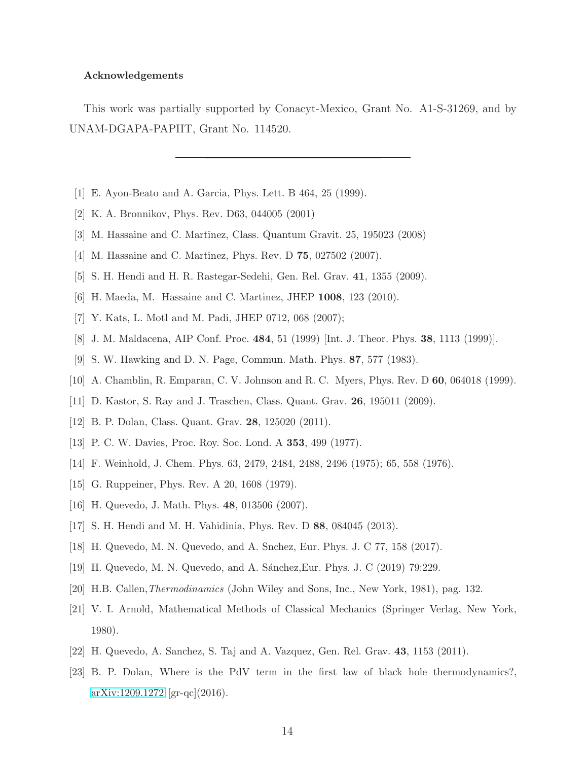**Acknowledgements**

This work was partially supported by Conacyt-Mexico, Grant No. A1-S-31269, and by UNAM-DGAPA-PAPIIT, Grant No. 114520.

---

[1] E. Ayon-Beato and A. Garcia, Phys. Lett. B 464, 25 (1999).

[2] K. A. Bronnikov, Phys. Rev. D63, 044005 (2001)

[3] M. Hassaine and C. Martinez, Class. Quantum Gravit. 25, 195023 (2008)

[4] M. Hassaine and C. Martinez, Phys. Rev. D **75**, 027502 (2007).

[5] S. H. Hendi and H. R. Rastegar-Sedehi, Gen. Rel. Grav. **41**, 1355 (2009).

[6] H. Maeda, M. Hassaine and C. Martinez, JHEP **1008**, 123 (2010).

[7] Y. Kats, L. Motl and M. Padi, JHEP 0712, 068 (2007);

[8] J. M. Maldacena, AIP Conf. Proc. **484**, 51 (1999) [Int. J. Theor. Phys. **38**, 1113 (1999)].

[9] S. W. Hawking and D. N. Page, Commun. Math. Phys. **87**, 577 (1983).

[10] A. Chamblin, R. Emparan, C. V. Johnson and R. C. Myers, Phys. Rev. D **60**, 064018 (1999).

[11] D. Kastor, S. Ray and J. Traschen, Class. Quant. Grav. **26**, 195011 (2009).

[12] B. P. Dolan, Class. Quant. Grav. **28**, 125020 (2011).

[13] P. C. W. Davies, Proc. Roy. Soc. Lond. A **353**, 499 (1977).

[14] F. Weinhold, J. Chem. Phys. 63, 2479, 2484, 2488, 2496 (1975); 65, 558 (1976).

[15] G. Ruppeiner, Phys. Rev. A 20, 1608 (1979).

[16] H. Quevedo, J. Math. Phys. **48**, 013506 (2007).

[17] S. H. Hendi and M. H. Vahidinia, Phys. Rev. D **88**, 084045 (2013).

[18] H. Quevedo, M. N. Quevedo, and A. Snchez, Eur. Phys. J. C 77, 158 (2017).

[19] H. Quevedo, M. N. Quevedo, and A. Sánchez,Eur. Phys. J. C (2019) 79:229.

[20] H.B. Callen,*Thermodinamics* (John Wiley and Sons, Inc., New York, 1981), pag. 132.

[21] V. I. Arnold, Mathematical Methods of Classical Mechanics (Springer Verlag, New York, 1980).

[22] H. Quevedo, A. Sanchez, S. Taj and A. Vazquez, Gen. Rel. Grav. **43**, 1153 (2011).

[23] B. P. Dolan, Where is the PdV term in the first law of black hole thermodynamics?, arXiv:1209.1272 [gr-qc](2016).